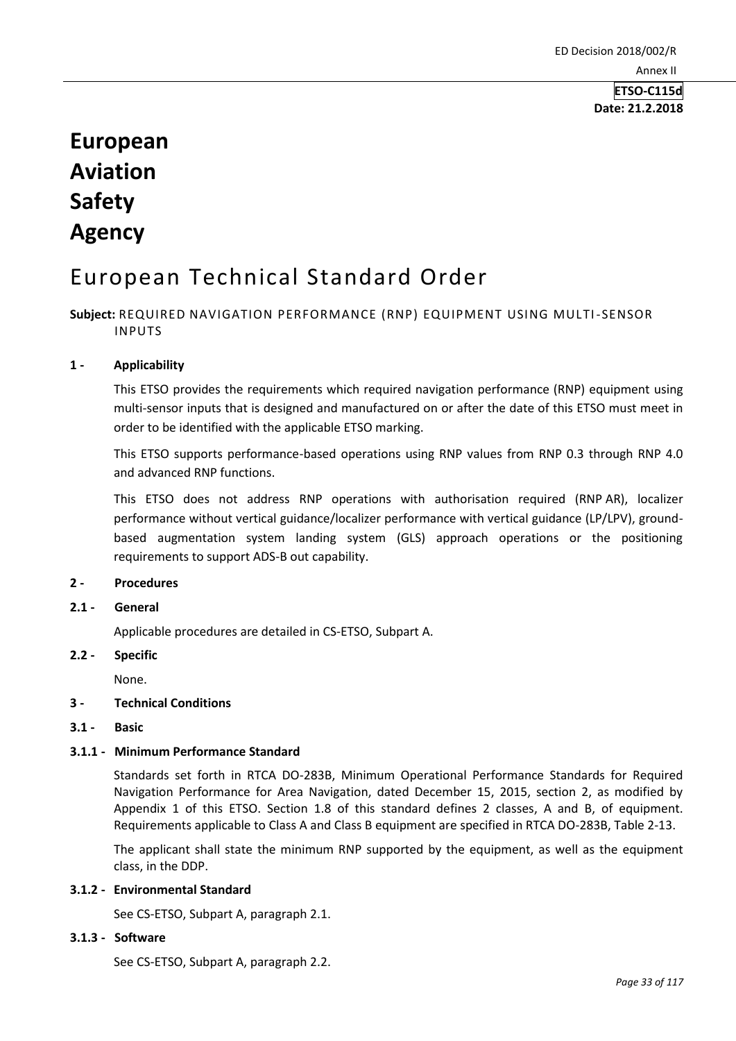ED Decision 2018/002/R

Annex II

**ETSO-C115d**
**Date: 21.2.2018**

# European Aviation Safety Agency

# European Technical Standard Order

**Subject:** REQUIRED NAVIGATION PERFORMANCE (RNP) EQUIPMENT USING MULTI-SENSOR INPUTS

## 1 - Applicability

This ETSO provides the requirements which required navigation performance (RNP) equipment using multi-sensor inputs that is designed and manufactured on or after the date of this ETSO must meet in order to be identified with the applicable ETSO marking.

This ETSO supports performance-based operations using RNP values from RNP 0.3 through RNP 4.0 and advanced RNP functions.

This ETSO does not address RNP operations with authorisation required (RNP AR), localizer performance without vertical guidance/localizer performance with vertical guidance (LP/LPV), ground-based augmentation system landing system (GLS) approach operations or the positioning requirements to support ADS-B out capability.

## 2 - Procedures

### 2.1 - General

Applicable procedures are detailed in CS-ETSO, Subpart A.

### 2.2 - Specific

None.

## 3 - Technical Conditions

### 3.1 - Basic

#### 3.1.1 - Minimum Performance Standard

Standards set forth in RTCA DO-283B, Minimum Operational Performance Standards for Required Navigation Performance for Area Navigation, dated December 15, 2015, section 2, as modified by Appendix 1 of this ETSO. Section 1.8 of this standard defines 2 classes, A and B, of equipment. Requirements applicable to Class A and Class B equipment are specified in RTCA DO-283B, Table 2-13.

The applicant shall state the minimum RNP supported by the equipment, as well as the equipment class, in the DDP.

#### 3.1.2 - Environmental Standard

See CS-ETSO, Subpart A, paragraph 2.1.

#### 3.1.3 - Software

See CS-ETSO, Subpart A, paragraph 2.2.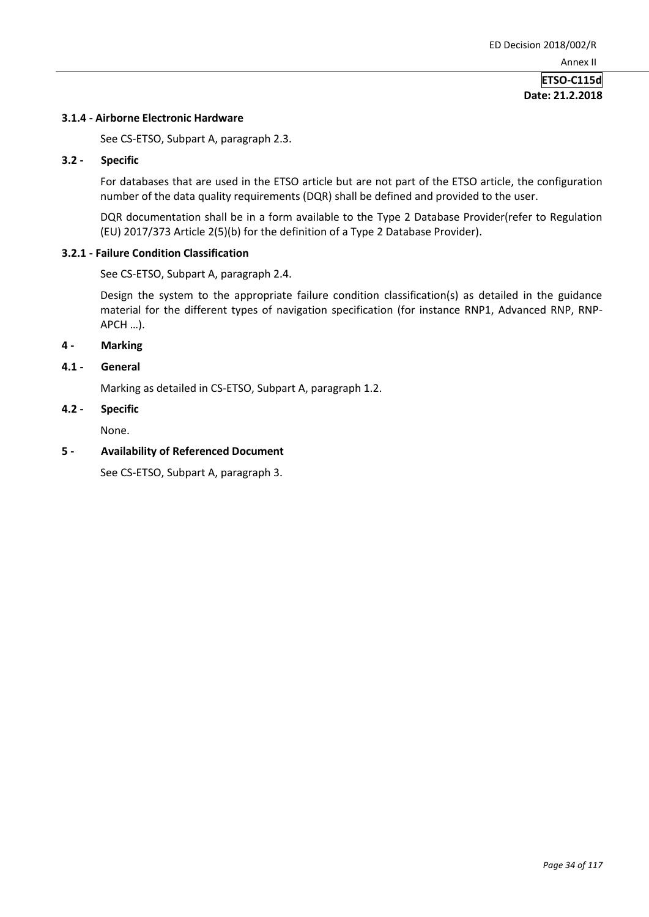#### 3.1.4 - Airborne Electronic Hardware

See CS-ETSO, Subpart A, paragraph 2.3.

### 3.2 - Specific

For databases that are used in the ETSO article but are not part of the ETSO article, the configuration number of the data quality requirements (DQR) shall be defined and provided to the user.

DQR documentation shall be in a form available to the Type 2 Database Provider(refer to Regulation (EU) 2017/373 Article 2(5)(b) for the definition of a Type 2 Database Provider).

#### 3.2.1 - Failure Condition Classification

See CS-ETSO, Subpart A, paragraph 2.4.

Design the system to the appropriate failure condition classification(s) as detailed in the guidance material for the different types of navigation specification (for instance RNP1, Advanced RNP, RNP-APCH …).

## 4 - Marking

### 4.1 - General

Marking as detailed in CS-ETSO, Subpart A, paragraph 1.2.

### 4.2 - Specific

None.

## 5 - Availability of Referenced Document

See CS-ETSO, Subpart A, paragraph 3.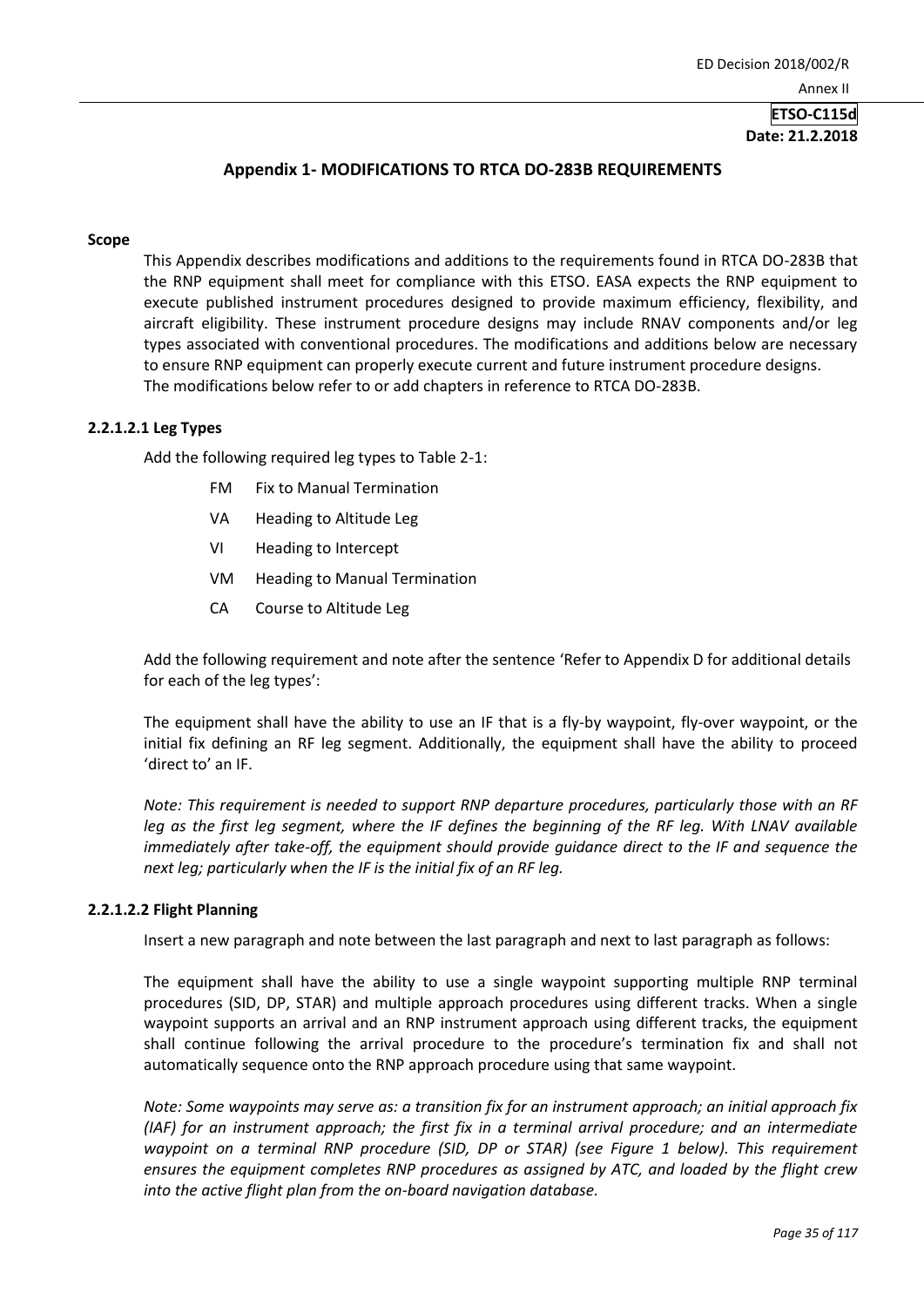## Appendix 1- MODIFICATIONS TO RTCA DO-283B REQUIREMENTS

### Scope

This Appendix describes modifications and additions to the requirements found in RTCA DO-283B that the RNP equipment shall meet for compliance with this ETSO. EASA expects the RNP equipment to execute published instrument procedures designed to provide maximum efficiency, flexibility, and aircraft eligibility. These instrument procedure designs may include RNAV components and/or leg types associated with conventional procedures. The modifications and additions below are necessary to ensure RNP equipment can properly execute current and future instrument procedure designs.
The modifications below refer to or add chapters in reference to RTCA DO-283B.

### 2.2.1.2.1 Leg Types

Add the following required leg types to Table 2-1:

- FM Fix to Manual Termination
- VA Heading to Altitude Leg
- VI Heading to Intercept
- VM Heading to Manual Termination
- CA Course to Altitude Leg

Add the following requirement and note after the sentence 'Refer to Appendix D for additional details for each of the leg types':

The equipment shall have the ability to use an IF that is a fly-by waypoint, fly-over waypoint, or the initial fix defining an RF leg segment. Additionally, the equipment shall have the ability to proceed 'direct to' an IF.

*Note: This requirement is needed to support RNP departure procedures, particularly those with an RF leg as the first leg segment, where the IF defines the beginning of the RF leg. With LNAV available immediately after take-off, the equipment should provide guidance direct to the IF and sequence the next leg; particularly when the IF is the initial fix of an RF leg.*

### 2.2.1.2.2 Flight Planning

Insert a new paragraph and note between the last paragraph and next to last paragraph as follows:

The equipment shall have the ability to use a single waypoint supporting multiple RNP terminal procedures (SID, DP, STAR) and multiple approach procedures using different tracks. When a single waypoint supports an arrival and an RNP instrument approach using different tracks, the equipment shall continue following the arrival procedure to the procedure's termination fix and shall not automatically sequence onto the RNP approach procedure using that same waypoint.

*Note: Some waypoints may serve as: a transition fix for an instrument approach; an initial approach fix (IAF) for an instrument approach; the first fix in a terminal arrival procedure; and an intermediate waypoint on a terminal RNP procedure (SID, DP or STAR) (see Figure 1 below). This requirement ensures the equipment completes RNP procedures as assigned by ATC, and loaded by the flight crew into the active flight plan from the on-board navigation database.*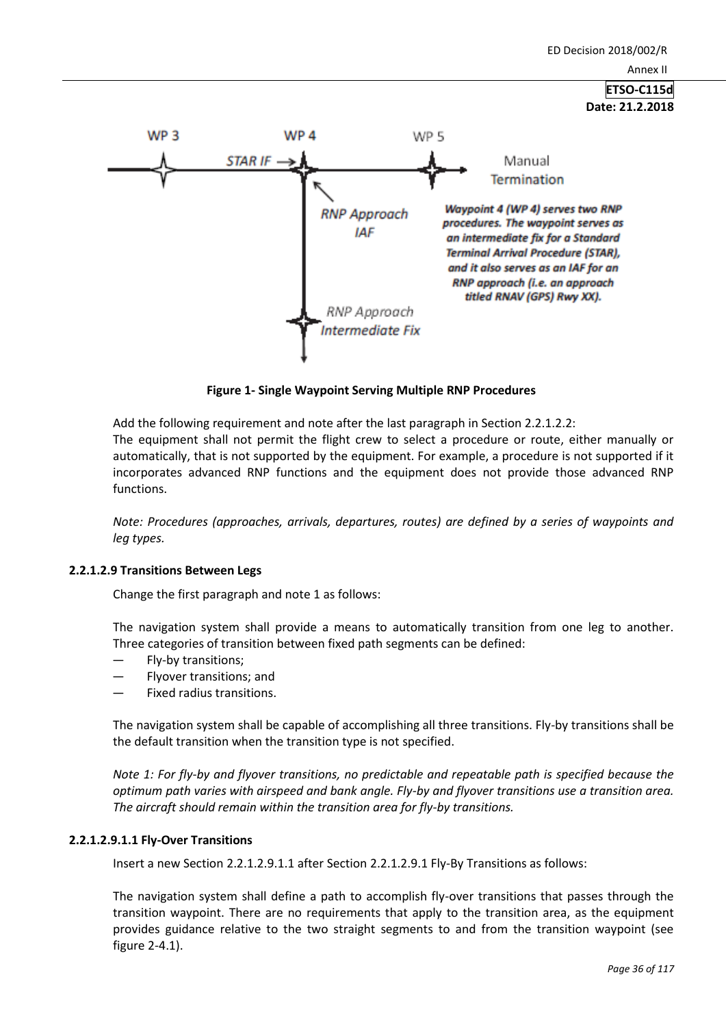Figure 1- Single Waypoint Serving Multiple RNP Procedures

Add the following requirement and note after the last paragraph in Section 2.2.1.2.2:

The equipment shall not permit the flight crew to select a procedure or route, either manually or automatically, that is not supported by the equipment. For example, a procedure is not supported if it incorporates advanced RNP functions and the equipment does not provide those advanced RNP functions.

*Note: Procedures (approaches, arrivals, departures, routes) are defined by a series of waypoints and leg types.*

#### 2.2.1.2.9 Transitions Between Legs

Change the first paragraph and note 1 as follows:

The navigation system shall provide a means to automatically transition from one leg to another. Three categories of transition between fixed path segments can be defined:

- Fly-by transitions;
- Flyover transitions; and
- Fixed radius transitions.

The navigation system shall be capable of accomplishing all three transitions. Fly-by transitions shall be the default transition when the transition type is not specified.

*Note 1: For fly-by and flyover transitions, no predictable and repeatable path is specified because the optimum path varies with airspeed and bank angle. Fly-by and flyover transitions use a transition area. The aircraft should remain within the transition area for fly-by transitions.*

#### 2.2.1.2.9.1.1 Fly-Over Transitions

Insert a new Section 2.2.1.2.9.1.1 after Section 2.2.1.2.9.1 Fly-By Transitions as follows:

The navigation system shall define a path to accomplish fly-over transitions that passes through the transition waypoint. There are no requirements that apply to the transition area, as the equipment provides guidance relative to the two straight segments to and from the transition waypoint (see figure 2-4.1).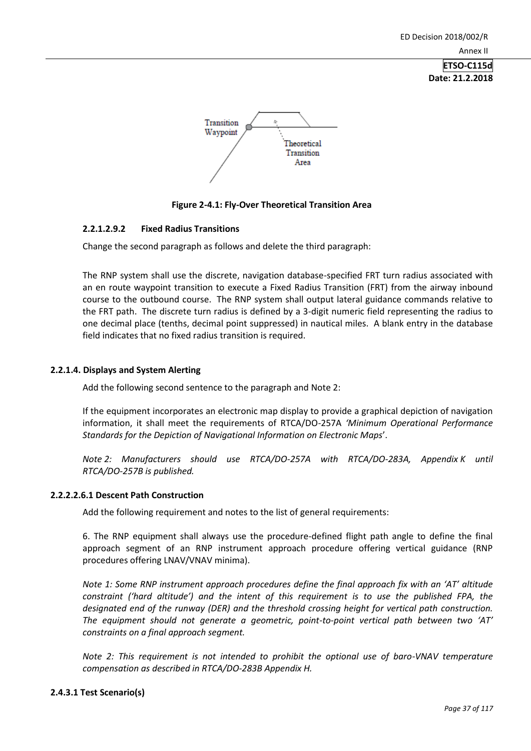Figure 2-4.1: Fly-Over Theoretical Transition Area

#### 2.2.1.2.9.2 Fixed Radius Transitions

Change the second paragraph as follows and delete the third paragraph:

The RNP system shall use the discrete, navigation database-specified FRT turn radius associated with an en route waypoint transition to execute a Fixed Radius Transition (FRT) from the airway inbound course to the outbound course. The RNP system shall output lateral guidance commands relative to the FRT path. The discrete turn radius is defined by a 3-digit numeric field representing the radius to one decimal place (tenths, decimal point suppressed) in nautical miles. A blank entry in the database field indicates that no fixed radius transition is required.

### 2.2.1.4. Displays and System Alerting

Add the following second sentence to the paragraph and Note 2:

If the equipment incorporates an electronic map display to provide a graphical depiction of navigation information, it shall meet the requirements of RTCA/DO-257A *'Minimum Operational Performance Standards for the Depiction of Navigational Information on Electronic Maps*'.

*Note 2: Manufacturers should use RTCA/DO-257A with RTCA/DO-283A, Appendix K until RTCA/DO-257B is published.*

### 2.2.2.2.6.1 Descent Path Construction

Add the following requirement and notes to the list of general requirements:

6. The RNP equipment shall always use the procedure-defined flight path angle to define the final approach segment of an RNP instrument approach procedure offering vertical guidance (RNP procedures offering LNAV/VNAV minima).

*Note 1: Some RNP instrument approach procedures define the final approach fix with an 'AT' altitude constraint ('hard altitude') and the intent of this requirement is to use the published FPA, the designated end of the runway (DER) and the threshold crossing height for vertical path construction. The equipment should not generate a geometric, point-to-point vertical path between two 'AT' constraints on a final approach segment.*

*Note 2: This requirement is not intended to prohibit the optional use of baro-VNAV temperature compensation as described in RTCA/DO-283B Appendix H.*

### 2.4.3.1 Test Scenario(s)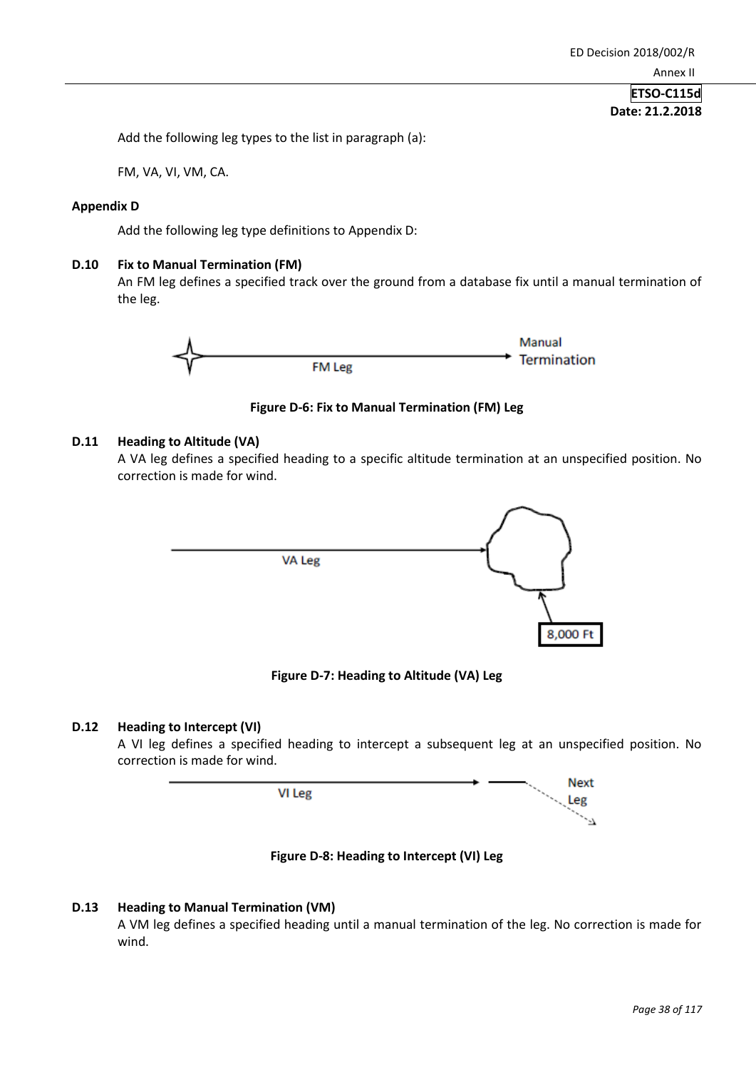Add the following leg types to the list in paragraph (a):

FM, VA, VI, VM, CA.

**Appendix D**

Add the following leg type definitions to Appendix D:

**D.10 Fix to Manual Termination (FM)**

An FM leg defines a specified track over the ground from a database fix until a manual termination of the leg.

**Figure D-6: Fix to Manual Termination (FM) Leg**

**D.11 Heading to Altitude (VA)**

A VA leg defines a specified heading to a specific altitude termination at an unspecified position. No correction is made for wind.

**Figure D-7: Heading to Altitude (VA) Leg**

**D.12 Heading to Intercept (VI)**

A VI leg defines a specified heading to intercept a subsequent leg at an unspecified position. No correction is made for wind.

**Figure D-8: Heading to Intercept (VI) Leg**

**D.13 Heading to Manual Termination (VM)**

A VM leg defines a specified heading until a manual termination of the leg. No correction is made for wind.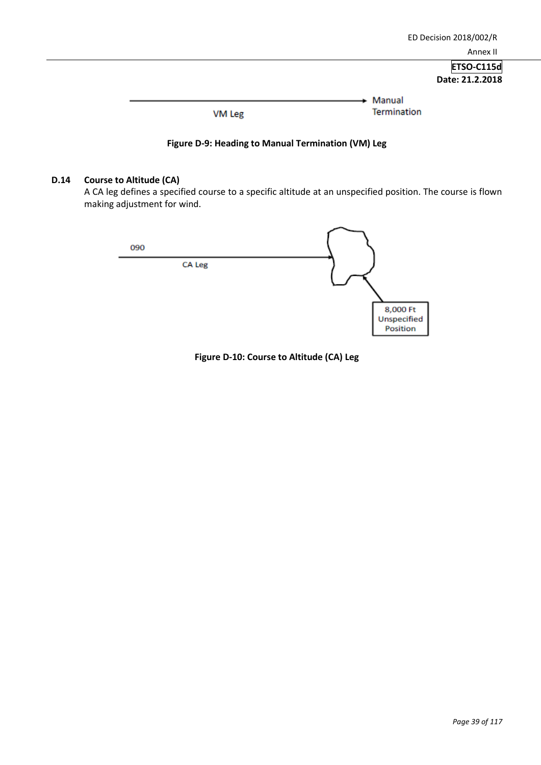VM Leg

Manual Termination

**Figure D-9: Heading to Manual Termination (VM) Leg**

### D.14 Course to Altitude (CA)

A CA leg defines a specified course to a specific altitude at an unspecified position. The course is flown making adjustment for wind.

090

CA Leg

8,000 Ft
Unspecified
Position

**Figure D-10: Course to Altitude (CA) Leg**